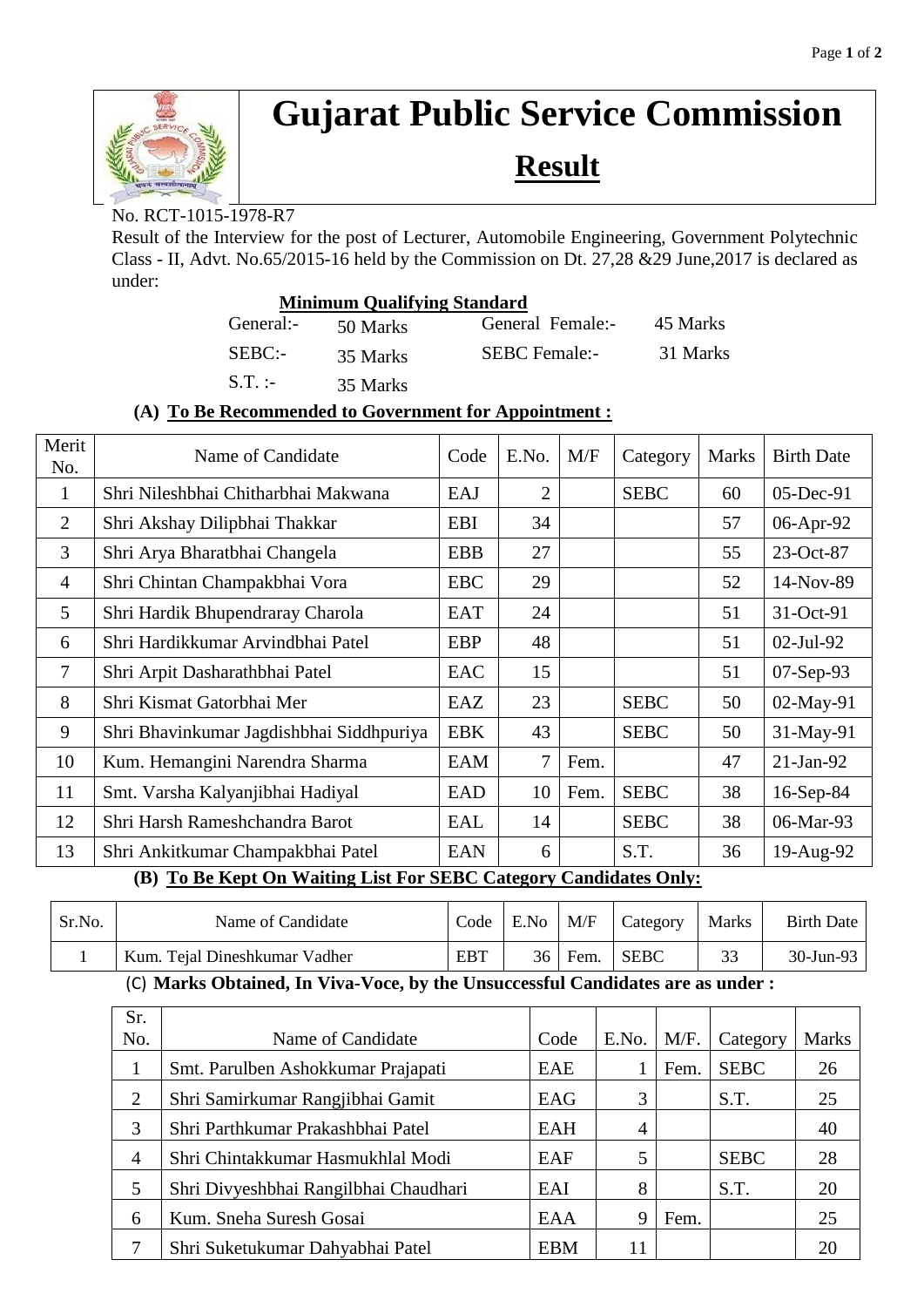# Gujarat Public Service Commission

## Result

No. RCT-1015-1978-R7

Result of the Interview for the post of Lecturer, Automobile Engineering, Government Polytechnic Class - II, Advt. No.65/2015-16 held by the Commission on Dt. 27,28 &29 June,2017 is declared as under:

**Minimum Qualifying Standard**

| | | | |
|---|---|---|---|
| General:- | 50 Marks | General Female:- | 45 Marks |
| SEBC:- | 35 Marks | SEBC Female:- | 31 Marks |
| S.T. :- | 35 Marks | | |

**(A) To Be Recommended to Government for Appointment :**

| Merit No. | Name of Candidate | Code | E.No. | M/F | Category | Marks | Birth Date |
|---|---|---|---|---|---|---|---|
| 1 | Shri Nileshbhai Chitharbhai Makwana | EAJ | 2 | | SEBC | 60 | 05-Dec-91 |
| 2 | Shri Akshay Dilipbhai Thakkar | EBI | 34 | | | 57 | 06-Apr-92 |
| 3 | Shri Arya Bharatbhai Changela | EBB | 27 | | | 55 | 23-Oct-87 |
| 4 | Shri Chintan Champakbhai Vora | EBC | 29 | | | 52 | 14-Nov-89 |
| 5 | Shri Hardik Bhupendraray Charola | EAT | 24 | | | 51 | 31-Oct-91 |
| 6 | Shri Hardikkumar Arvindbhai Patel | EBP | 48 | | | 51 | 02-Jul-92 |
| 7 | Shri Arpit Dasharathbhai Patel | EAC | 15 | | | 51 | 07-Sep-93 |
| 8 | Shri Kismat Gatorbhai Mer | EAZ | 23 | | SEBC | 50 | 02-May-91 |
| 9 | Shri Bhavinkumar Jagdishbhai Siddhpuriya | EBK | 43 | | SEBC | 50 | 31-May-91 |
| 10 | Kum. Hemangini Narendra Sharma | EAM | 7 | Fem. | | 47 | 21-Jan-92 |
| 11 | Smt. Varsha Kalyanjibhai Hadiyal | EAD | 10 | Fem. | SEBC | 38 | 16-Sep-84 |
| 12 | Shri Harsh Rameshchandra Barot | EAL | 14 | | SEBC | 38 | 06-Mar-93 |
| 13 | Shri Ankitkumar Champakbhai Patel | EAN | 6 | | S.T. | 36 | 19-Aug-92 |

**(B) To Be Kept On Waiting List For SEBC Category Candidates Only:**

| Sr.No. | Name of Candidate | Code | E.No | M/F | Category | Marks | Birth Date |
|---|---|---|---|---|---|---|---|
| 1 | Kum. Tejal Dineshkumar Vadher | EBT | 36 | Fem. | SEBC | 33 | 30-Jun-93 |

**(C) Marks Obtained, In Viva-Voce, by the Unsuccessful Candidates are as under :**

| Sr. No. | Name of Candidate | Code | E.No. | M/F. | Category | Marks |
|---|---|---|---|---|---|---|
| 1 | Smt. Parulben Ashokkumar Prajapati | EAE | 1 | Fem. | SEBC | 26 |
| 2 | Shri Samirkumar Rangjibhai Gamit | EAG | 3 | | S.T. | 25 |
| 3 | Shri Parthkumar Prakashbhai Patel | EAH | 4 | | | 40 |
| 4 | Shri Chintakkumar Hasmukhlal Modi | EAF | 5 | | SEBC | 28 |
| 5 | Shri Divyeshbhai Rangilbhai Chaudhari | EAI | 8 | | S.T. | 20 |
| 6 | Kum. Sneha Suresh Gosai | EAA | 9 | Fem. | | 25 |
| 7 | Shri Suketukumar Dahyabhai Patel | EBM | 11 | | | 20 |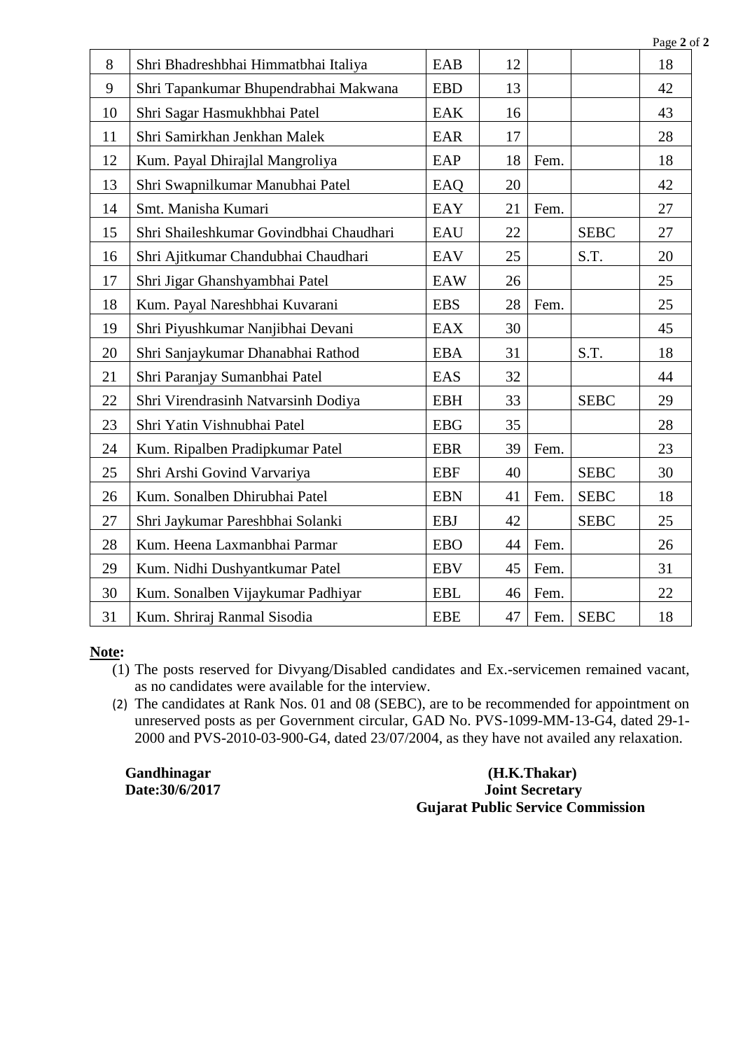| | | | | | | |
|---|---|---|---|---|---|---|
| 8 | Shri Bhadreshbhai Himmatbhai Italiya | EAB | 12 | | | 18 |
| 9 | Shri Tapankumar Bhupendrabhai Makwana | EBD | 13 | | | 42 |
| 10 | Shri Sagar Hasmukhbhai Patel | EAK | 16 | | | 43 |
| 11 | Shri Samirkhan Jenkhan Malek | EAR | 17 | | | 28 |
| 12 | Kum. Payal Dhirajlal Mangroliya | EAP | 18 | Fem. | | 18 |
| 13 | Shri Swapnilkumar Manubhai Patel | EAQ | 20 | | | 42 |
| 14 | Smt. Manisha Kumari | EAY | 21 | Fem. | | 27 |
| 15 | Shri Shaileshkumar Govindbhai Chaudhari | EAU | 22 | | SEBC | 27 |
| 16 | Shri Ajitkumar Chandubhai Chaudhari | EAV | 25 | | S.T. | 20 |
| 17 | Shri Jigar Ghanshyambhai Patel | EAW | 26 | | | 25 |
| 18 | Kum. Payal Nareshbhai Kuvarani | EBS | 28 | Fem. | | 25 |
| 19 | Shri Piyushkumar Nanjibhai Devani | EAX | 30 | | | 45 |
| 20 | Shri Sanjaykumar Dhanabhai Rathod | EBA | 31 | | S.T. | 18 |
| 21 | Shri Paranjay Sumanbhai Patel | EAS | 32 | | | 44 |
| 22 | Shri Virendrasinh Natvarsinh Dodiya | EBH | 33 | | SEBC | 29 |
| 23 | Shri Yatin Vishnubhai Patel | EBG | 35 | | | 28 |
| 24 | Kum. Ripalben Pradipkumar Patel | EBR | 39 | Fem. | | 23 |
| 25 | Shri Arshi Govind Varvariya | EBF | 40 | | SEBC | 30 |
| 26 | Kum. Sonalben Dhirubhai Patel | EBN | 41 | Fem. | SEBC | 18 |
| 27 | Shri Jaykumar Pareshbhai Solanki | EBJ | 42 | | SEBC | 25 |
| 28 | Kum. Heena Laxmanbhai Parmar | EBO | 44 | Fem. | | 26 |
| 29 | Kum. Nidhi Dushyantkumar Patel | EBV | 45 | Fem. | | 31 |
| 30 | Kum. Sonalben Vijaykumar Padhiyar | EBL | 46 | Fem. | | 22 |
| 31 | Kum. Shriraj Ranmal Sisodia | EBE | 47 | Fem. | SEBC | 18 |

**Note:**

(1) The posts reserved for Divyang/Disabled candidates and Ex.-servicemen remained vacant, as no candidates were available for the interview.

(2) The candidates at Rank Nos. 01 and 08 (SEBC), are to be recommended for appointment on unreserved posts as per Government circular, GAD No. PVS-1099-MM-13-G4, dated 29-1-2000 and PVS-2010-03-900-G4, dated 23/07/2004, as they have not availed any relaxation.

**Gandhinagar**
**Date:30/6/2017**

**(H.K.Thakar)**
**Joint Secretary**
**Gujarat Public Service Commission**